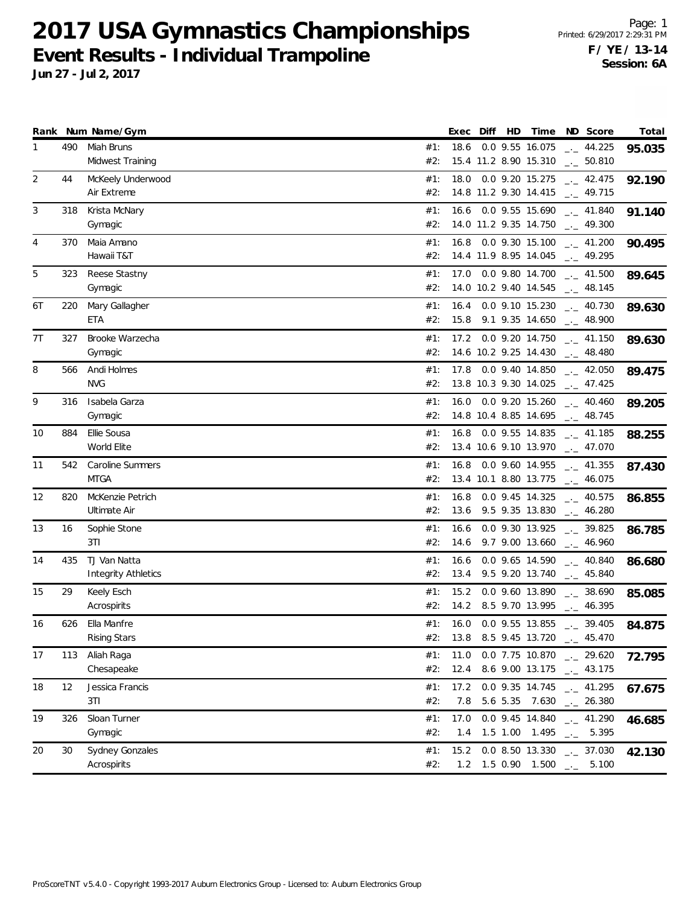# 2017 USA Gymnastics Championships

## Event Results - Individual Trampoline

**Jun 27 - Jul 2, 2017**

Page: 1
Printed: 6/29/2017 2:29:31 PM
**F / YE / 13-14**
**Session: 6A**

| Rank | Num | Name/Gym | | Exec | Diff | HD | Time | ND | Score | Total |
|---|---|---|---|---|---|---|---|---|---|---|
| 1 | 490 | Miah Bruns | #1: | 18.6 | 0.0 | 9.55 | 16.075 | _._ | 44.225 | **95.035** |
| | | Midwest Training | #2: | 15.4 | 11.2 | 8.90 | 15.310 | _._ | 50.810 | |
| 2 | 44 | McKeely Underwood | #1: | 18.0 | 0.0 | 9.20 | 15.275 | _._ | 42.475 | **92.190** |
| | | Air Extreme | #2: | 14.8 | 11.2 | 9.30 | 14.415 | _._ | 49.715 | |
| 3 | 318 | Krista McNary | #1: | 16.6 | 0.0 | 9.55 | 15.690 | _._ | 41.840 | **91.140** |
| | | Gymagic | #2: | 14.0 | 11.2 | 9.35 | 14.750 | _._ | 49.300 | |
| 4 | 370 | Maia Amano | #1: | 16.8 | 0.0 | 9.30 | 15.100 | _._ | 41.200 | **90.495** |
| | | Hawaii T&T | #2: | 14.4 | 11.9 | 8.95 | 14.045 | _._ | 49.295 | |
| 5 | 323 | Reese Stastny | #1: | 17.0 | 0.0 | 9.80 | 14.700 | _._ | 41.500 | **89.645** |
| | | Gymagic | #2: | 14.0 | 10.2 | 9.40 | 14.545 | _._ | 48.145 | |
| 6T | 220 | Mary Gallagher | #1: | 16.4 | 0.0 | 9.10 | 15.230 | _._ | 40.730 | **89.630** |
| | | ETA | #2: | 15.8 | 9.1 | 9.35 | 14.650 | _._ | 48.900 | |
| 7T | 327 | Brooke Warzecha | #1: | 17.2 | 0.0 | 9.20 | 14.750 | _._ | 41.150 | **89.630** |
| | | Gymagic | #2: | 14.6 | 10.2 | 9.25 | 14.430 | _._ | 48.480 | |
| 8 | 566 | Andi Holmes | #1: | 17.8 | 0.0 | 9.40 | 14.850 | _._ | 42.050 | **89.475** |
| | | NVG | #2: | 13.8 | 10.3 | 9.30 | 14.025 | _._ | 47.425 | |
| 9 | 316 | Isabela Garza | #1: | 16.0 | 0.0 | 9.20 | 15.260 | _._ | 40.460 | **89.205** |
| | | Gymagic | #2: | 14.8 | 10.4 | 8.85 | 14.695 | _._ | 48.745 | |
| 10 | 884 | Ellie Sousa | #1: | 16.8 | 0.0 | 9.55 | 14.835 | _._ | 41.185 | **88.255** |
| | | World Elite | #2: | 13.4 | 10.6 | 9.10 | 13.970 | _._ | 47.070 | |
| 11 | 542 | Caroline Summers | #1: | 16.8 | 0.0 | 9.60 | 14.955 | _._ | 41.355 | **87.430** |
| | | MTGA | #2: | 13.4 | 10.1 | 8.80 | 13.775 | _._ | 46.075 | |
| 12 | 820 | McKenzie Petrich | #1: | 16.8 | 0.0 | 9.45 | 14.325 | _._ | 40.575 | **86.855** |
| | | Ultimate Air | #2: | 13.6 | 9.5 | 9.35 | 13.830 | _._ | 46.280 | |
| 13 | 16 | Sophie Stone | #1: | 16.6 | 0.0 | 9.30 | 13.925 | _._ | 39.825 | **86.785** |
| | | 3TI | #2: | 14.6 | 9.7 | 9.00 | 13.660 | _._ | 46.960 | |
| 14 | 435 | TJ Van Natta | #1: | 16.6 | 0.0 | 9.65 | 14.590 | _._ | 40.840 | **86.680** |
| | | Integrity Athletics | #2: | 13.4 | 9.5 | 9.20 | 13.740 | _._ | 45.840 | |
| 15 | 29 | Keely Esch | #1: | 15.2 | 0.0 | 9.60 | 13.890 | _._ | 38.690 | **85.085** |
| | | Acrospirits | #2: | 14.2 | 8.5 | 9.70 | 13.995 | _._ | 46.395 | |
| 16 | 626 | Ella Manfre | #1: | 16.0 | 0.0 | 9.55 | 13.855 | _._ | 39.405 | **84.875** |
| | | Rising Stars | #2: | 13.8 | 8.5 | 9.45 | 13.720 | _._ | 45.470 | |
| 17 | 113 | Aliah Raga | #1: | 11.0 | 0.0 | 7.75 | 10.870 | _._ | 29.620 | **72.795** |
| | | Chesapeake | #2: | 12.4 | 8.6 | 9.00 | 13.175 | _._ | 43.175 | |
| 18 | 12 | Jessica Francis | #1: | 17.2 | 0.0 | 9.35 | 14.745 | _._ | 41.295 | **67.675** |
| | | 3TI | #2: | 7.8 | 5.6 | 5.35 | 7.630 | _._ | 26.380 | |
| 19 | 326 | Sloan Turner | #1: | 17.0 | 0.0 | 9.45 | 14.840 | _._ | 41.290 | **46.685** |
| | | Gymagic | #2: | 1.4 | 1.5 | 1.00 | 1.495 | _._ | 5.395 | |
| 20 | 30 | Sydney Gonzales | #1: | 15.2 | 0.0 | 8.50 | 13.330 | _._ | 37.030 | **42.130** |
| | | Acrospirits | #2: | 1.2 | 1.5 | 0.90 | 1.500 | _._ | 5.100 | |

ProScoreTNT v5.4.0 - Copyright 1993-2017 Auburn Electronics Group - Licensed to: Auburn Electronics Group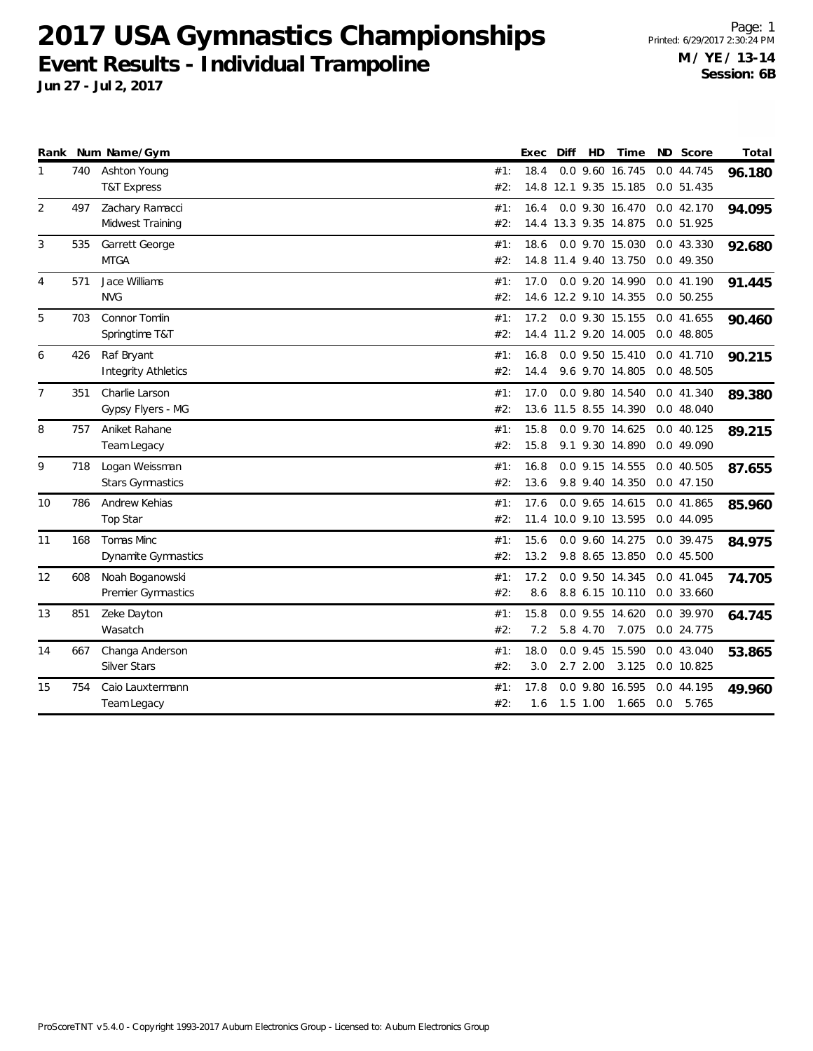# 2017 USA Gymnastics Championships

## Event Results - Individual Trampoline

**Jun 27 - Jul 2, 2017**

Printed: 6/29/2017 2:30:24 PM

**M / YE / 13-14**
**Session: 6B**

| Rank | Num | Name/Gym | | Exec | Diff | HD | Time | ND | Score | Total |
|---|---|---|---|---|---|---|---|---|---|---|
| 1 | 740 | Ashton Young | #1: | 18.4 | 0.0 | 9.60 | 16.745 | 0.0 | 44.745 | **96.180** |
| | | T&T Express | #2: | 14.8 | 12.1 | 9.35 | 15.185 | 0.0 | 51.435 | |
| 2 | 497 | Zachary Ramacci | #1: | 16.4 | 0.0 | 9.30 | 16.470 | 0.0 | 42.170 | **94.095** |
| | | Midwest Training | #2: | 14.4 | 13.3 | 9.35 | 14.875 | 0.0 | 51.925 | |
| 3 | 535 | Garrett George | #1: | 18.6 | 0.0 | 9.70 | 15.030 | 0.0 | 43.330 | **92.680** |
| | | MTGA | #2: | 14.8 | 11.4 | 9.40 | 13.750 | 0.0 | 49.350 | |
| 4 | 571 | Jace Williams | #1: | 17.0 | 0.0 | 9.20 | 14.990 | 0.0 | 41.190 | **91.445** |
| | | NVG | #2: | 14.6 | 12.2 | 9.10 | 14.355 | 0.0 | 50.255 | |
| 5 | 703 | Connor Tomlin | #1: | 17.2 | 0.0 | 9.30 | 15.155 | 0.0 | 41.655 | **90.460** |
| | | Springtime T&T | #2: | 14.4 | 11.2 | 9.20 | 14.005 | 0.0 | 48.805 | |
| 6 | 426 | Raf Bryant | #1: | 16.8 | 0.0 | 9.50 | 15.410 | 0.0 | 41.710 | **90.215** |
| | | Integrity Athletics | #2: | 14.4 | 9.6 | 9.70 | 14.805 | 0.0 | 48.505 | |
| 7 | 351 | Charlie Larson | #1: | 17.0 | 0.0 | 9.80 | 14.540 | 0.0 | 41.340 | **89.380** |
| | | Gypsy Flyers - MG | #2: | 13.6 | 11.5 | 8.55 | 14.390 | 0.0 | 48.040 | |
| 8 | 757 | Aniket Rahane | #1: | 15.8 | 0.0 | 9.70 | 14.625 | 0.0 | 40.125 | **89.215** |
| | | Team Legacy | #2: | 15.8 | 9.1 | 9.30 | 14.890 | 0.0 | 49.090 | |
| 9 | 718 | Logan Weissman | #1: | 16.8 | 0.0 | 9.15 | 14.555 | 0.0 | 40.505 | **87.655** |
| | | Stars Gymnastics | #2: | 13.6 | 9.8 | 9.40 | 14.350 | 0.0 | 47.150 | |
| 10 | 786 | Andrew Kehias | #1: | 17.6 | 0.0 | 9.65 | 14.615 | 0.0 | 41.865 | **85.960** |
| | | Top Star | #2: | 11.4 | 10.0 | 9.10 | 13.595 | 0.0 | 44.095 | |
| 11 | 168 | Tomas Minc | #1: | 15.6 | 0.0 | 9.60 | 14.275 | 0.0 | 39.475 | **84.975** |
| | | Dynamite Gymnastics | #2: | 13.2 | 9.8 | 8.65 | 13.850 | 0.0 | 45.500 | |
| 12 | 608 | Noah Boganowski | #1: | 17.2 | 0.0 | 9.50 | 14.345 | 0.0 | 41.045 | **74.705** |
| | | Premier Gymnastics | #2: | 8.6 | 8.8 | 6.15 | 10.110 | 0.0 | 33.660 | |
| 13 | 851 | Zeke Dayton | #1: | 15.8 | 0.0 | 9.55 | 14.620 | 0.0 | 39.970 | **64.745** |
| | | Wasatch | #2: | 7.2 | 5.8 | 4.70 | 7.075 | 0.0 | 24.775 | |
| 14 | 667 | Changa Anderson | #1: | 18.0 | 0.0 | 9.45 | 15.590 | 0.0 | 43.040 | **53.865** |
| | | Silver Stars | #2: | 3.0 | 2.7 | 2.00 | 3.125 | 0.0 | 10.825 | |
| 15 | 754 | Caio Lauxtermann | #1: | 17.8 | 0.0 | 9.80 | 16.595 | 0.0 | 44.195 | **49.960** |
| | | Team Legacy | #2: | 1.6 | 1.5 | 1.00 | 1.665 | 0.0 | 5.765 | |

ProScoreTNT v5.4.0 - Copyright 1993-2017 Auburn Electronics Group - Licensed to: Auburn Electronics Group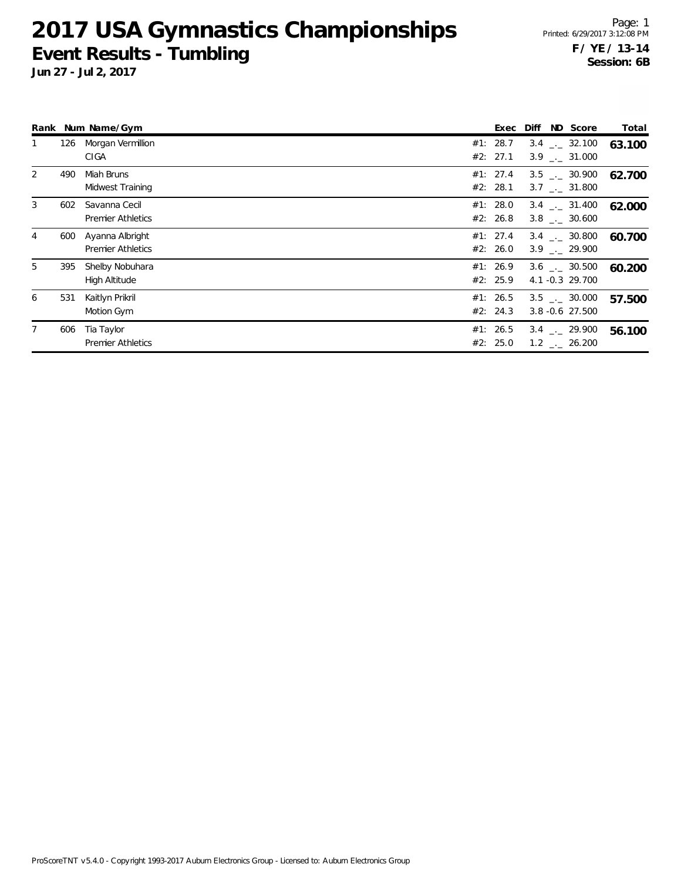# 2017 USA Gymnastics Championships

## Event Results - Tumbling

**Jun 27 - Jul 2, 2017**

**F / YE / 13-14**
**Session: 6B**

| Rank | Num | Name/Gym | | Exec | Diff | ND | Score | Total |
|---|---|---|---|---|---|---|---|---|
| 1 | 126 | Morgan Vermillion | #1: | 28.7 | 3.4 | _._ | 32.100 | **63.100** |
| | | CIGA | #2: | 27.1 | 3.9 | _._ | 31.000 | |
| 2 | 490 | Miah Bruns | #1: | 27.4 | 3.5 | _._ | 30.900 | **62.700** |
| | | Midwest Training | #2: | 28.1 | 3.7 | _._ | 31.800 | |
| 3 | 602 | Savanna Cecil | #1: | 28.0 | 3.4 | _._ | 31.400 | **62.000** |
| | | Premier Athletics | #2: | 26.8 | 3.8 | _._ | 30.600 | |
| 4 | 600 | Ayanna Albright | #1: | 27.4 | 3.4 | _._ | 30.800 | **60.700** |
| | | Premier Athletics | #2: | 26.0 | 3.9 | _._ | 29.900 | |
| 5 | 395 | Shelby Nobuhara | #1: | 26.9 | 3.6 | _._ | 30.500 | **60.200** |
| | | High Altitude | #2: | 25.9 | 4.1 | -0.3 | 29.700 | |
| 6 | 531 | Kaitlyn Prikril | #1: | 26.5 | 3.5 | _._ | 30.000 | **57.500** |
| | | Motion Gym | #2: | 24.3 | 3.8 | -0.6 | 27.500 | |
| 7 | 606 | Tia Taylor | #1: | 26.5 | 3.4 | _._ | 29.900 | **56.100** |
| | | Premier Athletics | #2: | 25.0 | 1.2 | _._ | 26.200 | |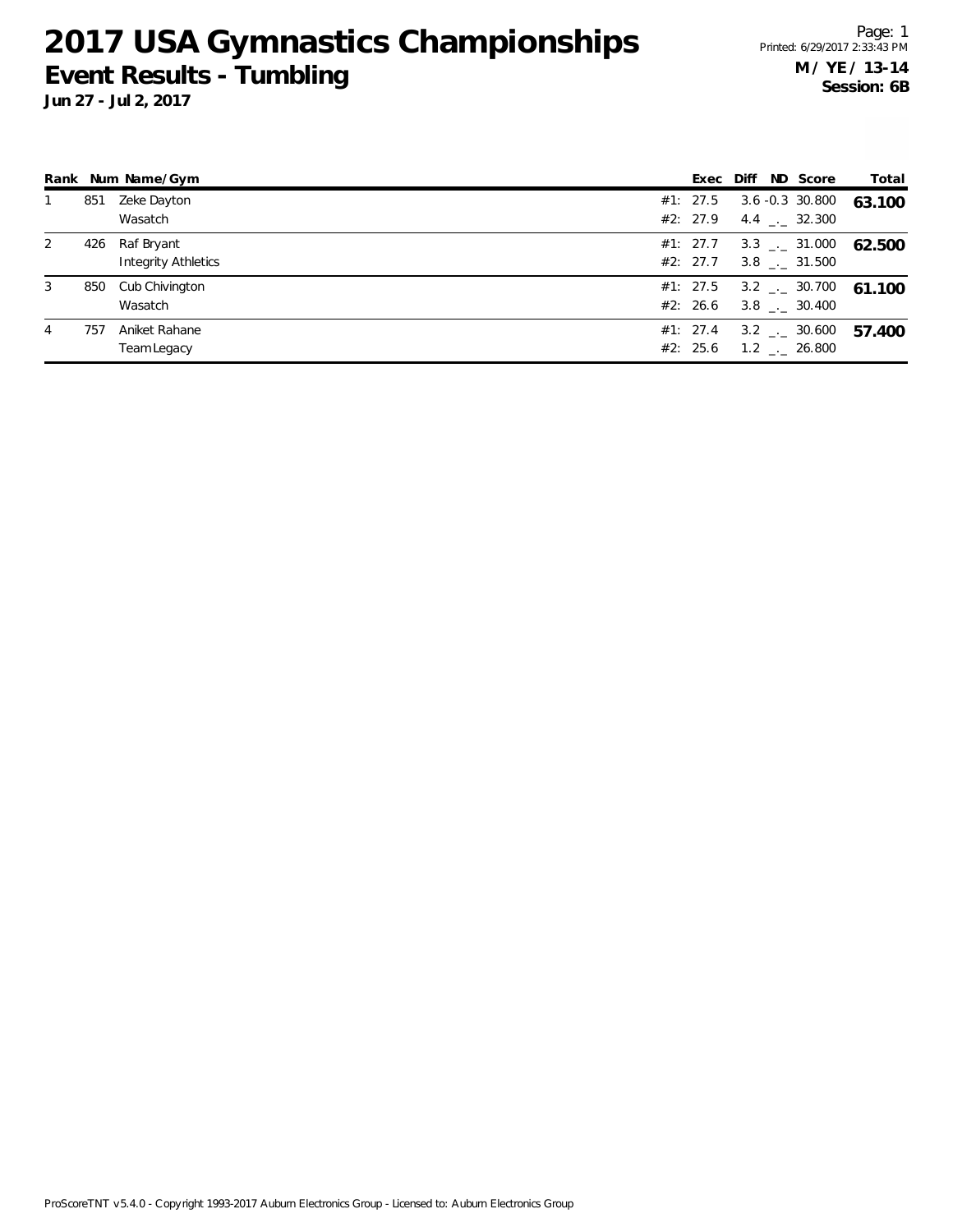# 2017 USA Gymnastics Championships

## Event Results - Tumbling

**Jun 27 - Jul 2, 2017**

Printed: 6/29/2017 2:33:43 PM

**M / YE / 13-14**
**Session: 6B**

| Rank | Num | Name/Gym | | Exec | Diff | ND | Score | Total |
|---|---|---|---|---|---|---|---|---|
| 1 | 851 | Zeke Dayton | #1: | 27.5 | 3.6 | -0.3 | 30.800 | **63.100** |
| | | Wasatch | #2: | 27.9 | 4.4 | _._ | 32.300 | |
| 2 | 426 | Raf Bryant | #1: | 27.7 | 3.3 | _._ | 31.000 | **62.500** |
| | | Integrity Athletics | #2: | 27.7 | 3.8 | _._ | 31.500 | |
| 3 | 850 | Cub Chivington | #1: | 27.5 | 3.2 | _._ | 30.700 | **61.100** |
| | | Wasatch | #2: | 26.6 | 3.8 | _._ | 30.400 | |
| 4 | 757 | Aniket Rahane | #1: | 27.4 | 3.2 | _._ | 30.600 | **57.400** |
| | | Team Legacy | #2: | 25.6 | 1.2 | _._ | 26.800 | |

ProScoreTNT v5.4.0 - Copyright 1993-2017 Auburn Electronics Group - Licensed to: Auburn Electronics Group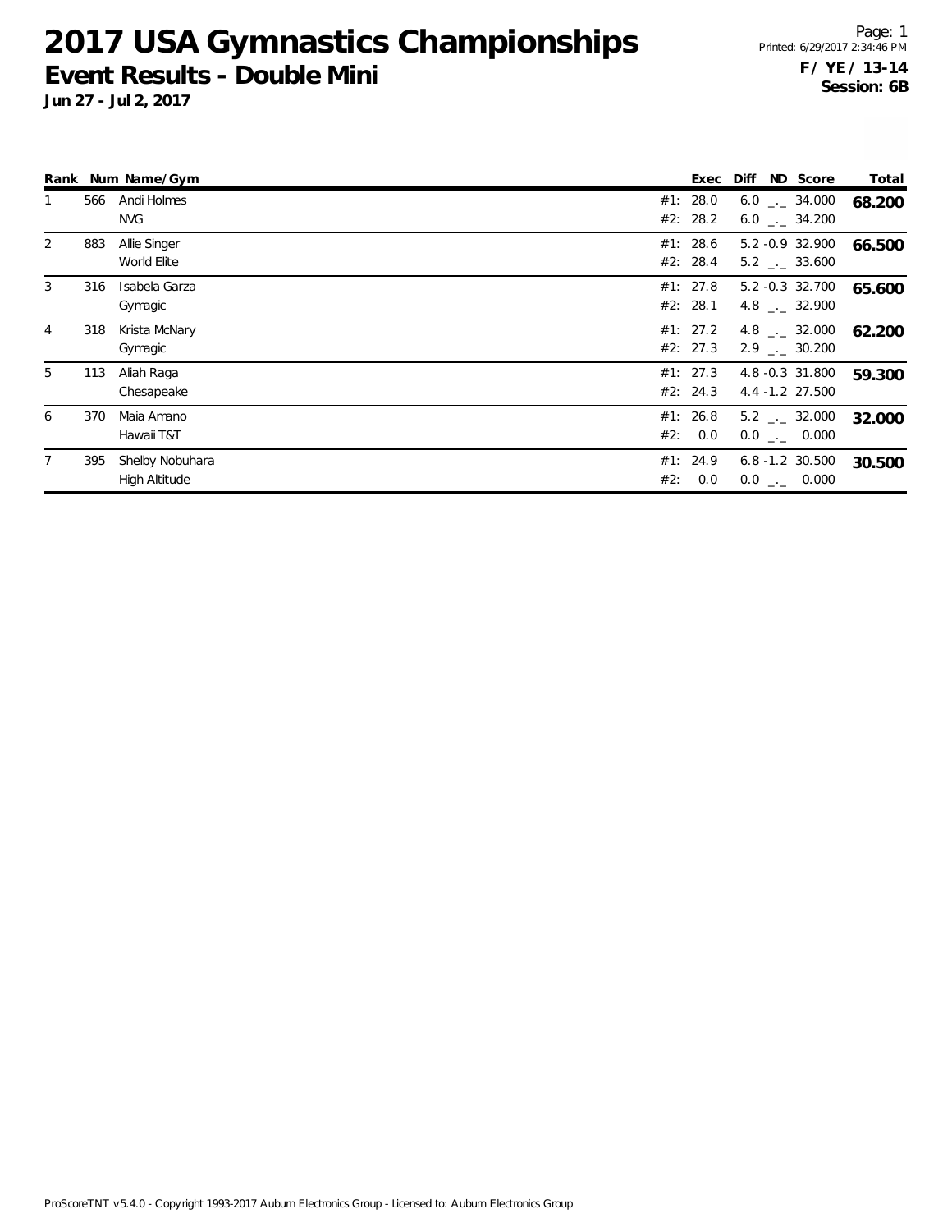# 2017 USA Gymnastics Championships

## Event Results - Double Mini

**Jun 27 - Jul 2, 2017**

**F / YE / 13-14**
**Session: 6B**

| Rank | Num | Name/Gym | | Exec | Diff | ND | Score | Total |
|---|---|---|---|---|---|---|---|---|
| 1 | 566 | Andi Holmes | #1: | 28.0 | 6.0 | _._ | 34.000 | 68.200 |
| | | NVG | #2: | 28.2 | 6.0 | _._ | 34.200 | |
| 2 | 883 | Allie Singer | #1: | 28.6 | 5.2 | -0.9 | 32.900 | 66.500 |
| | | World Elite | #2: | 28.4 | 5.2 | _._ | 33.600 | |
| 3 | 316 | Isabela Garza | #1: | 27.8 | 5.2 | -0.3 | 32.700 | 65.600 |
| | | Gymagic | #2: | 28.1 | 4.8 | _._ | 32.900 | |
| 4 | 318 | Krista McNary | #1: | 27.2 | 4.8 | _._ | 32.000 | 62.200 |
| | | Gymagic | #2: | 27.3 | 2.9 | _._ | 30.200 | |
| 5 | 113 | Aliah Raga | #1: | 27.3 | 4.8 | -0.3 | 31.800 | 59.300 |
| | | Chesapeake | #2: | 24.3 | 4.4 | -1.2 | 27.500 | |
| 6 | 370 | Maia Amano | #1: | 26.8 | 5.2 | _._ | 32.000 | 32.000 |
| | | Hawaii T&T | #2: | 0.0 | 0.0 | _._ | 0.000 | |
| 7 | 395 | Shelby Nobuhara | #1: | 24.9 | 6.8 | -1.2 | 30.500 | 30.500 |
| | | High Altitude | #2: | 0.0 | 0.0 | _._ | 0.000 | |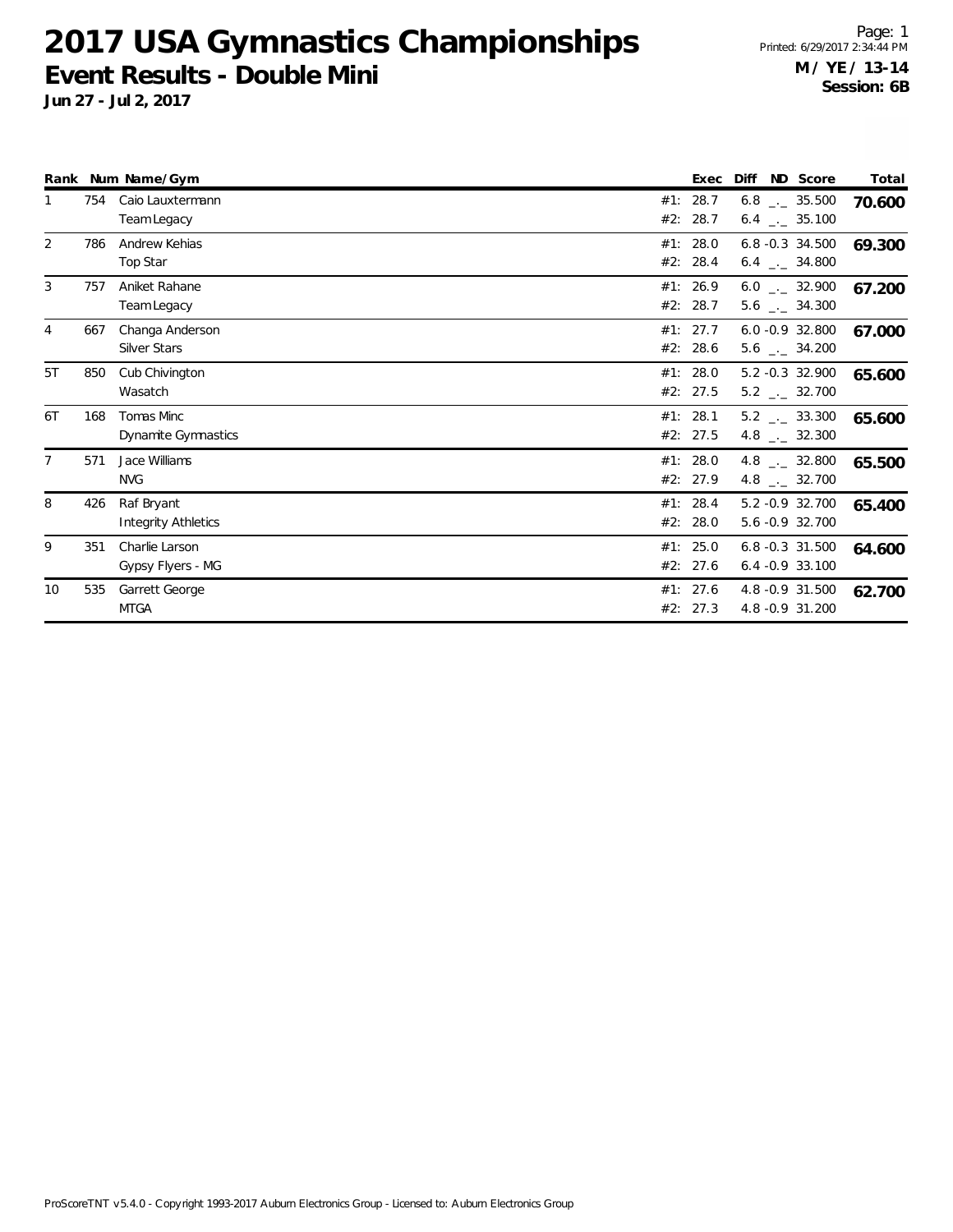# 2017 USA Gymnastics Championships

## Event Results - Double Mini

**Jun 27 - Jul 2, 2017**

**M / YE / 13-14**
**Session: 6B**

| Rank | Num | Name/Gym | | Exec | Diff | ND | Score | Total |
|---|---|---|---|---|---|---|---|---|
| 1 | 754 | Caio Lauxtermann | #1: | 28.7 | 6.8 | _._ | 35.500 | **70.600** |
| | | Team Legacy | #2: | 28.7 | 6.4 | _._ | 35.100 | |
| 2 | 786 | Andrew Kehias | #1: | 28.0 | 6.8 | -0.3 | 34.500 | **69.300** |
| | | Top Star | #2: | 28.4 | 6.4 | _._ | 34.800 | |
| 3 | 757 | Aniket Rahane | #1: | 26.9 | 6.0 | _._ | 32.900 | **67.200** |
| | | Team Legacy | #2: | 28.7 | 5.6 | _._ | 34.300 | |
| 4 | 667 | Changa Anderson | #1: | 27.7 | 6.0 | -0.9 | 32.800 | **67.000** |
| | | Silver Stars | #2: | 28.6 | 5.6 | _._ | 34.200 | |
| 5T | 850 | Cub Chivington | #1: | 28.0 | 5.2 | -0.3 | 32.900 | **65.600** |
| | | Wasatch | #2: | 27.5 | 5.2 | _._ | 32.700 | |
| 6T | 168 | Tomas Minc | #1: | 28.1 | 5.2 | _._ | 33.300 | **65.600** |
| | | Dynamite Gymnastics | #2: | 27.5 | 4.8 | _._ | 32.300 | |
| 7 | 571 | Jace Williams | #1: | 28.0 | 4.8 | _._ | 32.800 | **65.500** |
| | | NVG | #2: | 27.9 | 4.8 | _._ | 32.700 | |
| 8 | 426 | Raf Bryant | #1: | 28.4 | 5.2 | -0.9 | 32.700 | **65.400** |
| | | Integrity Athletics | #2: | 28.0 | 5.6 | -0.9 | 32.700 | |
| 9 | 351 | Charlie Larson | #1: | 25.0 | 6.8 | -0.3 | 31.500 | **64.600** |
| | | Gypsy Flyers - MG | #2: | 27.6 | 6.4 | -0.9 | 33.100 | |
| 10 | 535 | Garrett George | #1: | 27.6 | 4.8 | -0.9 | 31.500 | **62.700** |
| | | MTGA | #2: | 27.3 | 4.8 | -0.9 | 31.200 | |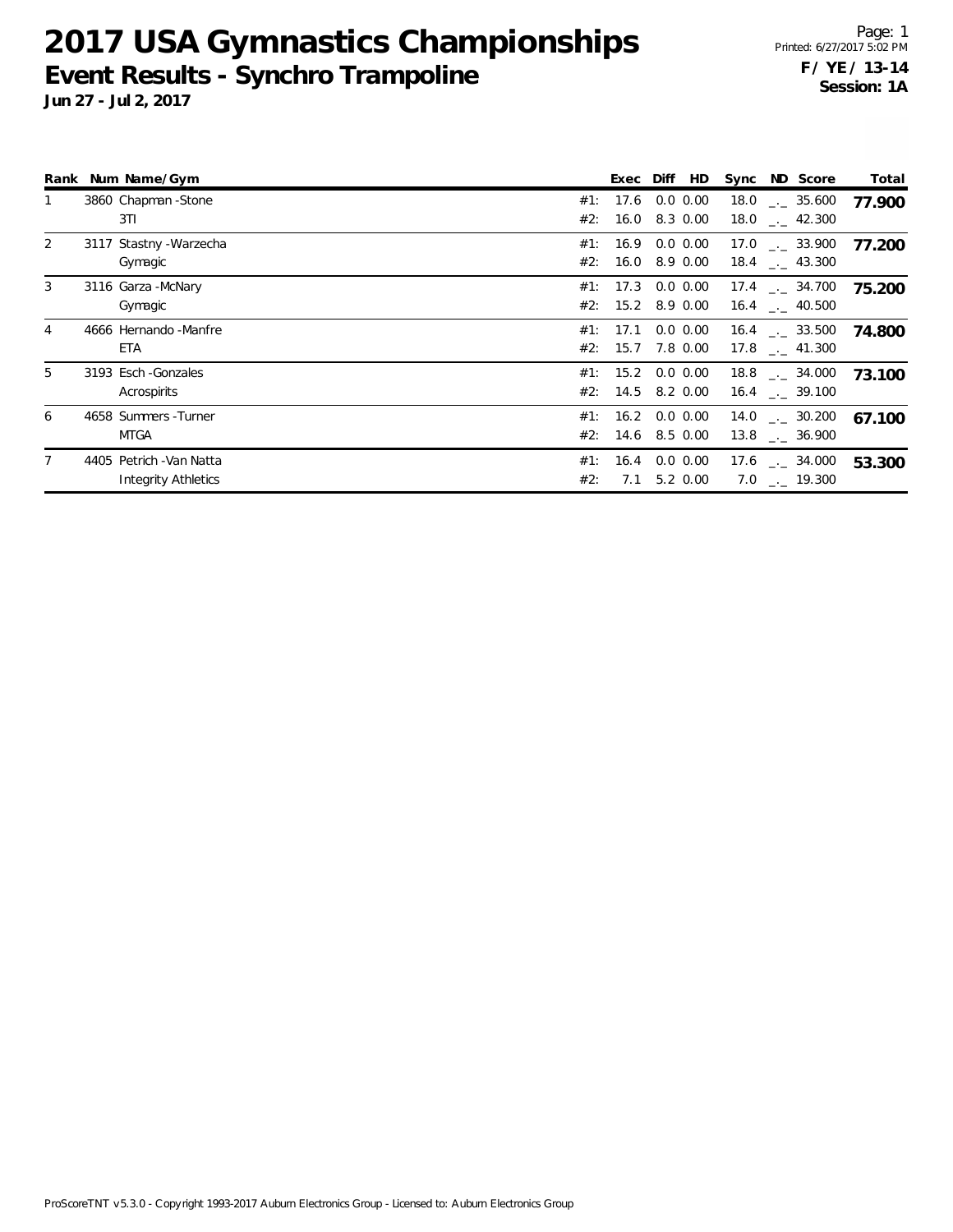# 2017 USA Gymnastics Championships

## Event Results - Synchro Trampoline

**Jun 27 - Jul 2, 2017**

Printed: 6/27/2017 5:02 PM

**F / YE / 13-14**
**Session: 1A**

| Rank | Num | Name/Gym | | Exec | Diff | HD | Sync | ND | Score | Total |
|---|---|---|---|---|---|---|---|---|---|---|
| 1 | 3860 | Chapman -Stone | #1: | 17.6 | 0.0 | 0.00 | 18.0 | _._ | 35.600 | **77.900** |
| | | 3TI | #2: | 16.0 | 8.3 | 0.00 | 18.0 | _._ | 42.300 | |
| 2 | 3117 | Stastny -Warzecha | #1: | 16.9 | 0.0 | 0.00 | 17.0 | _._ | 33.900 | **77.200** |
| | | Gymagic | #2: | 16.0 | 8.9 | 0.00 | 18.4 | _._ | 43.300 | |
| 3 | 3116 | Garza -McNary | #1: | 17.3 | 0.0 | 0.00 | 17.4 | _._ | 34.700 | **75.200** |
| | | Gymagic | #2: | 15.2 | 8.9 | 0.00 | 16.4 | _._ | 40.500 | |
| 4 | 4666 | Hernando -Manfre | #1: | 17.1 | 0.0 | 0.00 | 16.4 | _._ | 33.500 | **74.800** |
| | | ETA | #2: | 15.7 | 7.8 | 0.00 | 17.8 | _._ | 41.300 | |
| 5 | 3193 | Esch -Gonzales | #1: | 15.2 | 0.0 | 0.00 | 18.8 | _._ | 34.000 | **73.100** |
| | | Acrospirits | #2: | 14.5 | 8.2 | 0.00 | 16.4 | _._ | 39.100 | |
| 6 | 4658 | Summers -Turner | #1: | 16.2 | 0.0 | 0.00 | 14.0 | _._ | 30.200 | **67.100** |
| | | MTGA | #2: | 14.6 | 8.5 | 0.00 | 13.8 | _._ | 36.900 | |
| 7 | 4405 | Petrich -Van Natta | #1: | 16.4 | 0.0 | 0.00 | 17.6 | _._ | 34.000 | **53.300** |
| | | Integrity Athletics | #2: | 7.1 | 5.2 | 0.00 | 7.0 | _._ | 19.300 | |

ProScoreTNT v5.3.0 - Copyright 1993-2017 Auburn Electronics Group - Licensed to: Auburn Electronics Group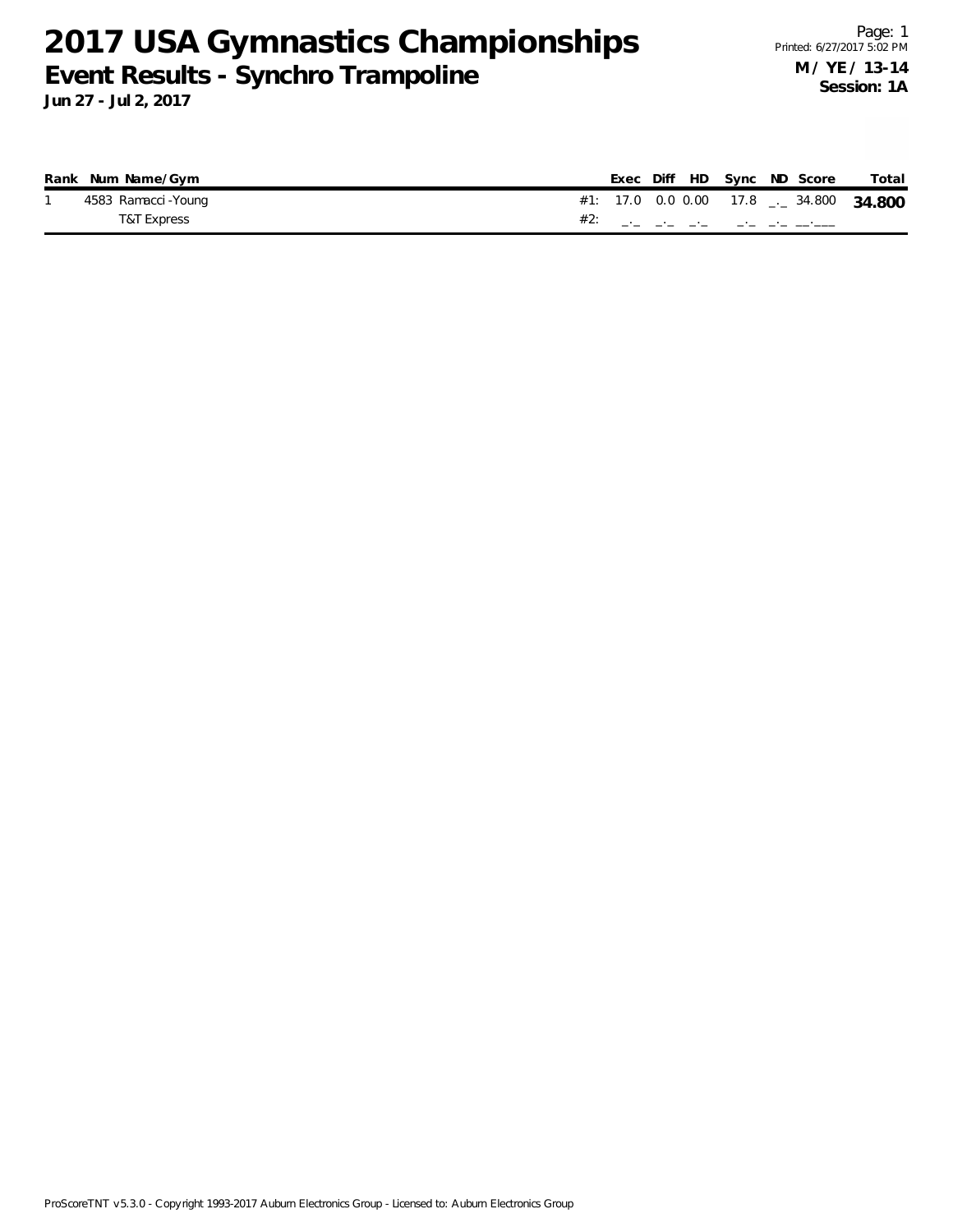# 2017 USA Gymnastics Championships

## Event Results - Synchro Trampoline

**Jun 27 - Jul 2, 2017**

Page: 1
Printed: 6/27/2017 5:02 PM

**M / YE / 13-14**
**Session: 1A**

| Rank | Num | Name/Gym | | Exec | Diff | HD | Sync | ND | Score | Total |
|---|---|---|---|---|---|---|---|---|---|---|
| 1 | 4583 | Ramacci -Young | #1: | 17.0 | 0.0 | 0.00 | 17.8 | _._ | 34.800 | **34.800** |
| | | T&T Express | #2: | _._ | _._ | _._ | _._ | _._ | __.___ | |

ProScoreTNT v5.3.0 - Copyright 1993-2017 Auburn Electronics Group - Licensed to: Auburn Electronics Group